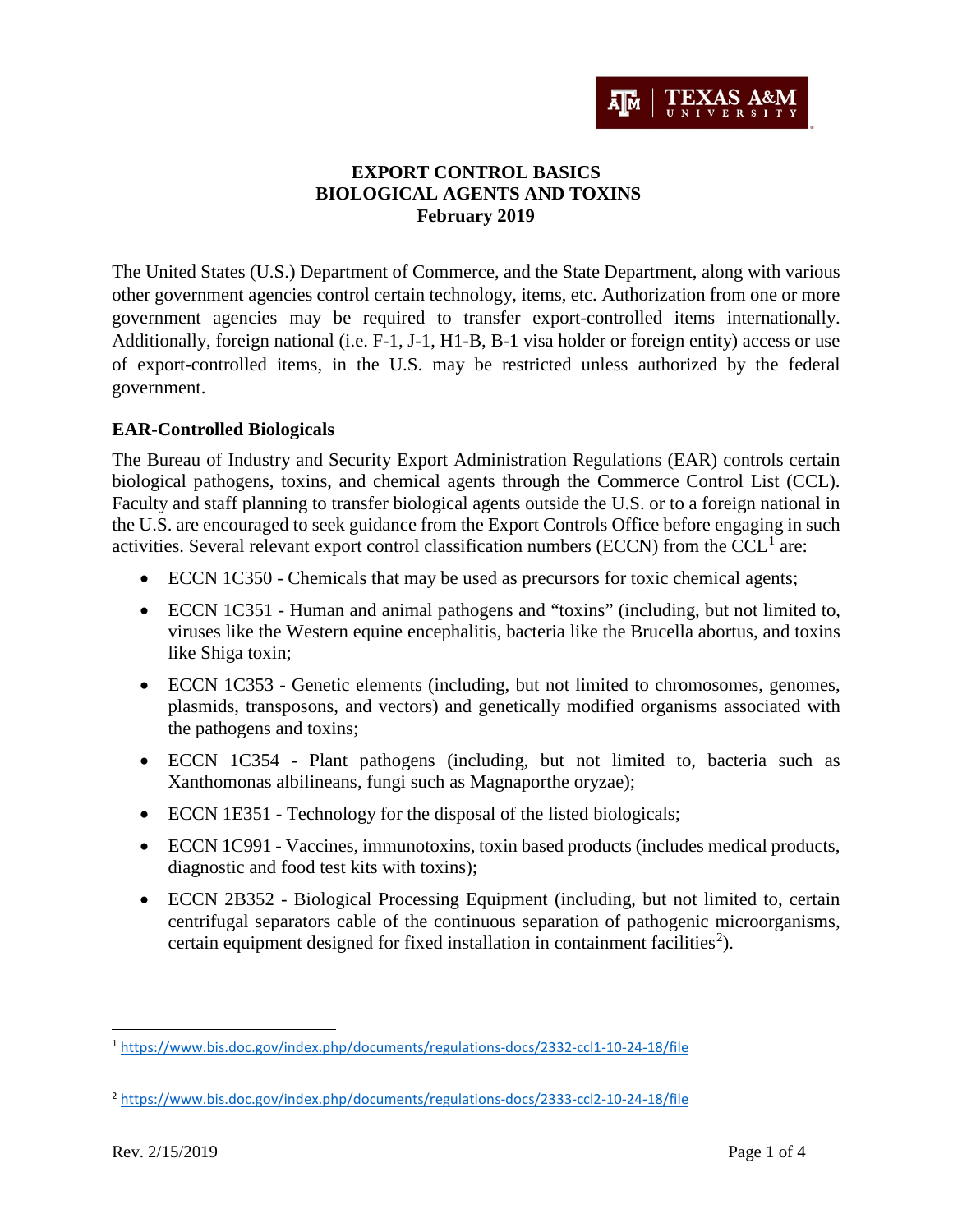# EXPORT CONTROL BASICS
# BIOLOGICAL AGENTS AND TOXINS
# February 2019

The United States (U.S.) Department of Commerce, and the State Department, along with various other government agencies control certain technology, items, etc. Authorization from one or more government agencies may be required to transfer export-controlled items internationally. Additionally, foreign national (i.e. F-1, J-1, H1-B, B-1 visa holder or foreign entity) access or use of export-controlled items, in the U.S. may be restricted unless authorized by the federal government.

## EAR-Controlled Biologicals

The Bureau of Industry and Security Export Administration Regulations (EAR) controls certain biological pathogens, toxins, and chemical agents through the Commerce Control List (CCL). Faculty and staff planning to transfer biological agents outside the U.S. or to a foreign national in the U.S. are encouraged to seek guidance from the Export Controls Office before engaging in such activities. Several relevant export control classification numbers (ECCN) from the CCL[1] are:

- ECCN 1C350 - Chemicals that may be used as precursors for toxic chemical agents;
- ECCN 1C351 - Human and animal pathogens and "toxins" (including, but not limited to, viruses like the Western equine encephalitis, bacteria like the Brucella abortus, and toxins like Shiga toxin;
- ECCN 1C353 - Genetic elements (including, but not limited to chromosomes, genomes, plasmids, transposons, and vectors) and genetically modified organisms associated with the pathogens and toxins;
- ECCN 1C354 - Plant pathogens (including, but not limited to, bacteria such as Xanthomonas albilineans, fungi such as Magnaporthe oryzae);
- ECCN 1E351 - Technology for the disposal of the listed biologicals;
- ECCN 1C991 - Vaccines, immunotoxins, toxin based products (includes medical products, diagnostic and food test kits with toxins);
- ECCN 2B352 - Biological Processing Equipment (including, but not limited to, certain centrifugal separators cable of the continuous separation of pathogenic microorganisms, certain equipment designed for fixed installation in containment facilities[2]).

---

[1] https://www.bis.doc.gov/index.php/documents/regulations-docs/2332-ccl1-10-24-18/file

[2] https://www.bis.doc.gov/index.php/documents/regulations-docs/2333-ccl2-10-24-18/file

Rev. 2/15/2019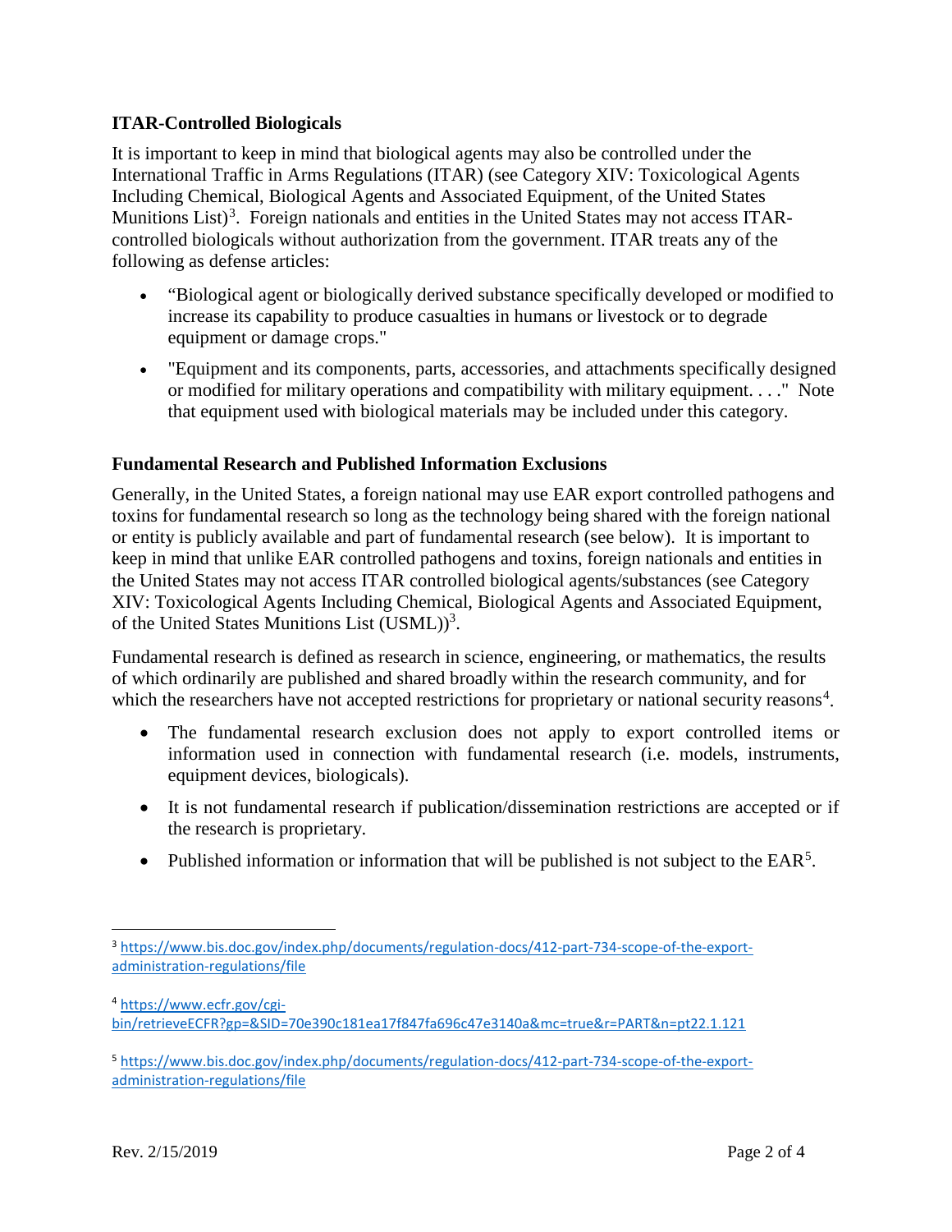## ITAR-Controlled Biologicals

It is important to keep in mind that biological agents may also be controlled under the International Traffic in Arms Regulations (ITAR) (see Category XIV: Toxicological Agents Including Chemical, Biological Agents and Associated Equipment, of the United States Munitions List)[3]. Foreign nationals and entities in the United States may not access ITAR-controlled biologicals without authorization from the government. ITAR treats any of the following as defense articles:

- "Biological agent or biologically derived substance specifically developed or modified to increase its capability to produce casualties in humans or livestock or to degrade equipment or damage crops."
- "Equipment and its components, parts, accessories, and attachments specifically designed or modified for military operations and compatibility with military equipment. . . ." Note that equipment used with biological materials may be included under this category.

## Fundamental Research and Published Information Exclusions

Generally, in the United States, a foreign national may use EAR export controlled pathogens and toxins for fundamental research so long as the technology being shared with the foreign national or entity is publicly available and part of fundamental research (see below). It is important to keep in mind that unlike EAR controlled pathogens and toxins, foreign nationals and entities in the United States may not access ITAR controlled biological agents/substances (see Category XIV: Toxicological Agents Including Chemical, Biological Agents and Associated Equipment, of the United States Munitions List (USML))[3].

Fundamental research is defined as research in science, engineering, or mathematics, the results of which ordinarily are published and shared broadly within the research community, and for which the researchers have not accepted restrictions for proprietary or national security reasons[4].

- The fundamental research exclusion does not apply to export controlled items or information used in connection with fundamental research (i.e. models, instruments, equipment devices, biologicals).
- It is not fundamental research if publication/dissemination restrictions are accepted or if the research is proprietary.
- Published information or information that will be published is not subject to the EAR[5].

---

[3] https://www.bis.doc.gov/index.php/documents/regulation-docs/412-part-734-scope-of-the-export-administration-regulations/file

[4] https://www.ecfr.gov/cgi-bin/retrieveECFR?gp=&SID=70e390c181ea17f847fa696c47e3140a&mc=true&r=PART&n=pt22.1.121

[5] https://www.bis.doc.gov/index.php/documents/regulation-docs/412-part-734-scope-of-the-export-administration-regulations/file

Rev. 2/15/2019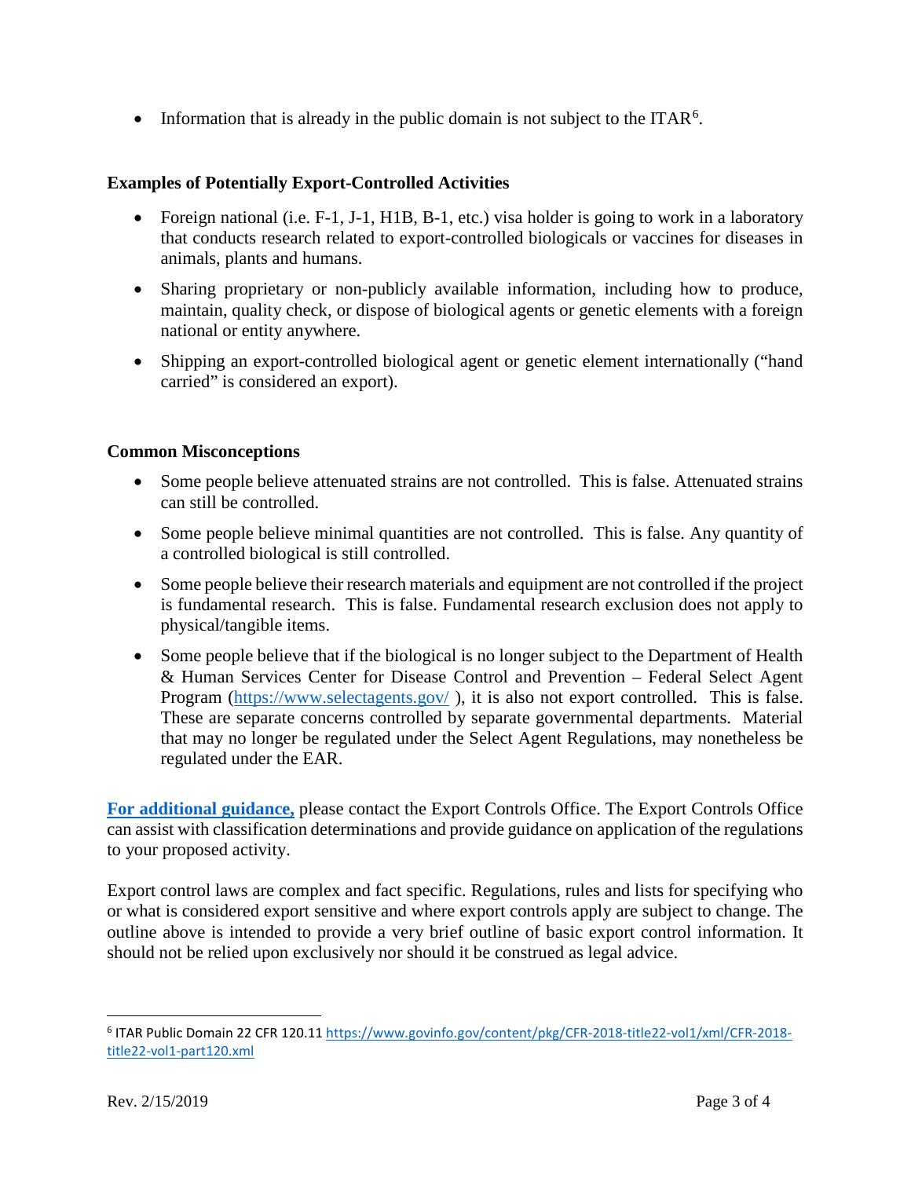- Information that is already in the public domain is not subject to the ITAR[6].

**Examples of Potentially Export-Controlled Activities**

- Foreign national (i.e. F-1, J-1, H1B, B-1, etc.) visa holder is going to work in a laboratory that conducts research related to export-controlled biologicals or vaccines for diseases in animals, plants and humans.
- Sharing proprietary or non-publicly available information, including how to produce, maintain, quality check, or dispose of biological agents or genetic elements with a foreign national or entity anywhere.
- Shipping an export-controlled biological agent or genetic element internationally ("hand carried" is considered an export).

**Common Misconceptions**

- Some people believe attenuated strains are not controlled. This is false. Attenuated strains can still be controlled.
- Some people believe minimal quantities are not controlled. This is false. Any quantity of a controlled biological is still controlled.
- Some people believe their research materials and equipment are not controlled if the project is fundamental research. This is false. Fundamental research exclusion does not apply to physical/tangible items.
- Some people believe that if the biological is no longer subject to the Department of Health & Human Services Center for Disease Control and Prevention – Federal Select Agent Program (https://www.selectagents.gov/ ), it is also not export controlled. This is false. These are separate concerns controlled by separate governmental departments. Material that may no longer be regulated under the Select Agent Regulations, may nonetheless be regulated under the EAR.

**For additional guidance,** please contact the Export Controls Office. The Export Controls Office can assist with classification determinations and provide guidance on application of the regulations to your proposed activity.

Export control laws are complex and fact specific. Regulations, rules and lists for specifying who or what is considered export sensitive and where export controls apply are subject to change. The outline above is intended to provide a very brief outline of basic export control information. It should not be relied upon exclusively nor should it be construed as legal advice.

---

[6] ITAR Public Domain 22 CFR 120.11 https://www.govinfo.gov/content/pkg/CFR-2018-title22-vol1/xml/CFR-2018-title22-vol1-part120.xml

Rev. 2/15/2019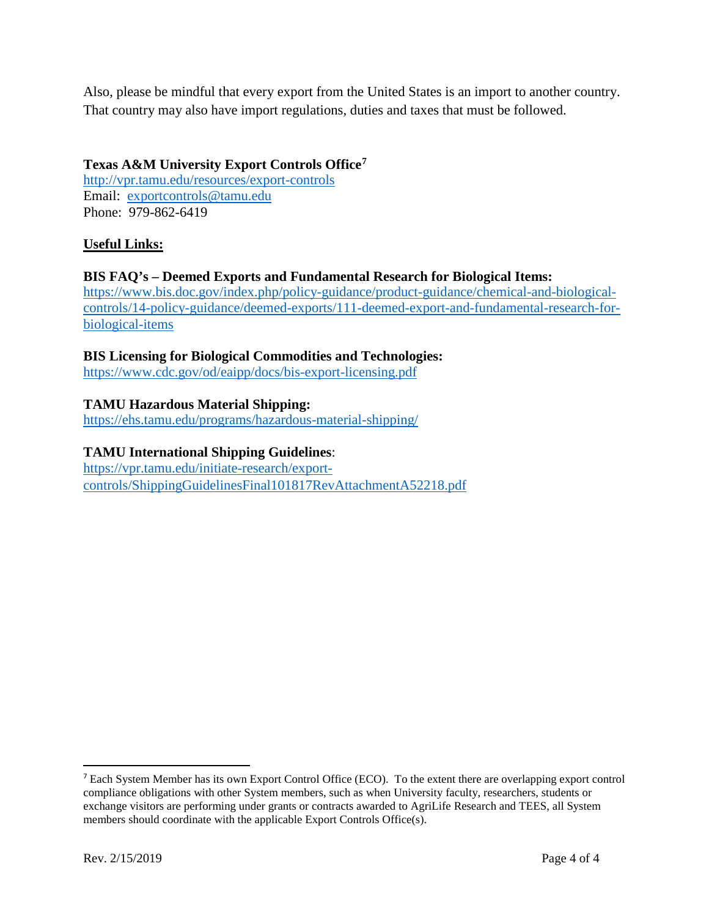Also, please be mindful that every export from the United States is an import to another country. That country may also have import regulations, duties and taxes that must be followed.

**Texas A&M University Export Controls Office**[7]
http://vpr.tamu.edu/resources/export-controls
Email: exportcontrols@tamu.edu
Phone: 979-862-6419

**Useful Links:**

**BIS FAQ's – Deemed Exports and Fundamental Research for Biological Items:**
https://www.bis.doc.gov/index.php/policy-guidance/product-guidance/chemical-and-biological-controls/14-policy-guidance/deemed-exports/111-deemed-export-and-fundamental-research-for-biological-items

**BIS Licensing for Biological Commodities and Technologies:**
https://www.cdc.gov/od/eaipp/docs/bis-export-licensing.pdf

**TAMU Hazardous Material Shipping:**
https://ehs.tamu.edu/programs/hazardous-material-shipping/

**TAMU International Shipping Guidelines**:
https://vpr.tamu.edu/initiate-research/export-controls/ShippingGuidelinesFinal101817RevAttachmentA52218.pdf

---

[7] Each System Member has its own Export Control Office (ECO). To the extent there are overlapping export control compliance obligations with other System members, such as when University faculty, researchers, students or exchange visitors are performing under grants or contracts awarded to AgriLife Research and TEES, all System members should coordinate with the applicable Export Controls Office(s).

Rev. 2/15/2019